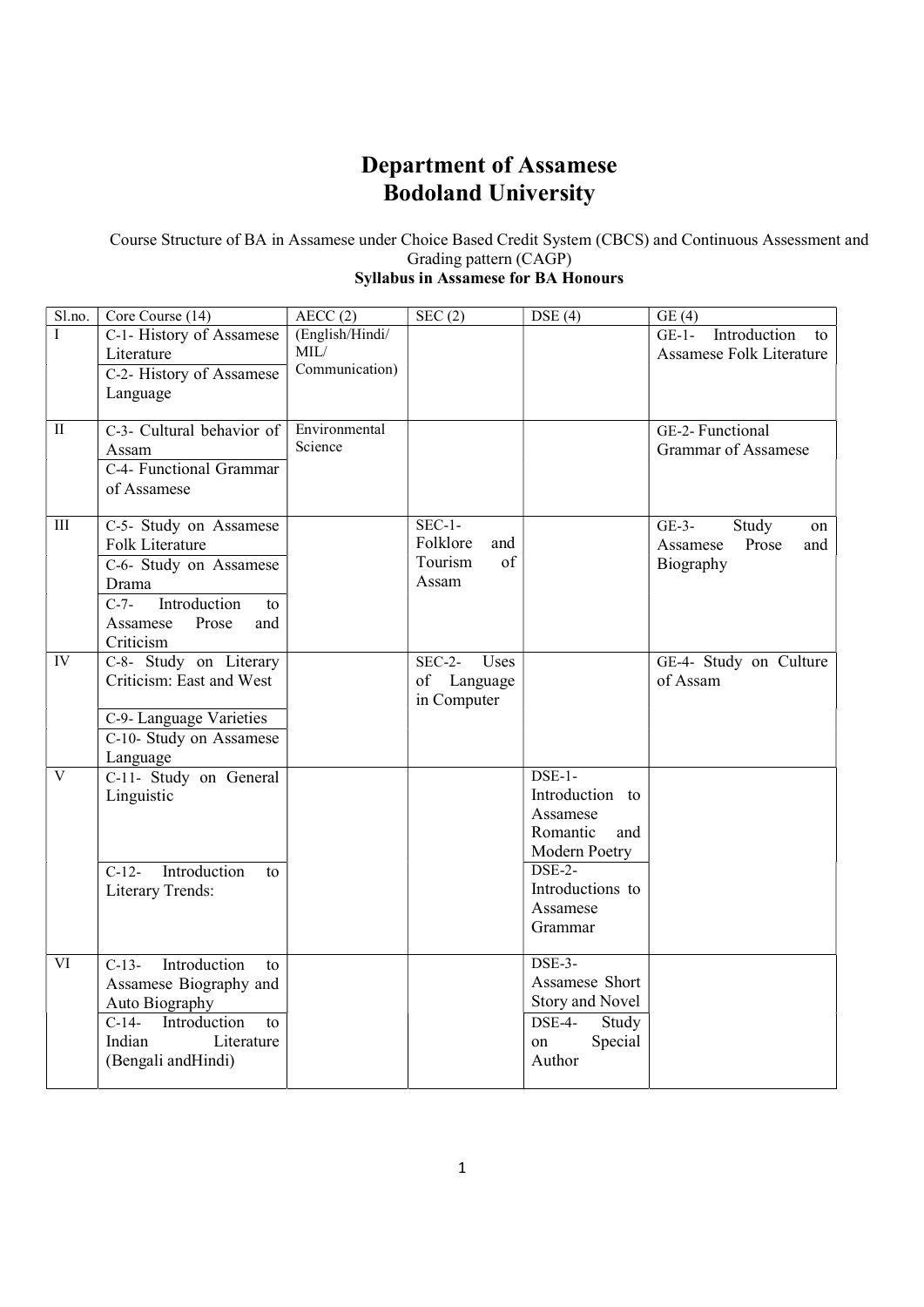# Department of Assamese
# Bodoland University

Course Structure of BA in Assamese under Choice Based Credit System (CBCS) and Continuous Assessment and Grading pattern (CAGP)

**Syllabus in Assamese for BA Honours**

| Sl.no. | Core Course (14) | AECC (2) | SEC (2) | DSE (4) | GE (4) |
|---|---|---|---|---|---|
| I | C-1- History of Assamese Literature<br>C-2- History of Assamese Language | (English/Hindi/ MIL/ Communication) | | | GE-1- Introduction to Assamese Folk Literature |
| II | C-3- Cultural behavior of Assam<br>C-4- Functional Grammar of Assamese | Environmental Science | | | GE-2- Functional Grammar of Assamese |
| III | C-5- Study on Assamese Folk Literature<br>C-6- Study on Assamese Drama<br>C-7- Introduction to Assamese Prose and Criticism | | SEC-1- Folklore and Tourism of Assam | | GE-3- Study on Assamese Prose and Biography |
| IV | C-8- Study on Literary Criticism: East and West<br>C-9- Language Varieties<br>C-10- Study on Assamese Language | | SEC-2- Uses of Language in Computer | | GE-4- Study on Culture of Assam |
| V | C-11- Study on General Linguistic<br>C-12- Introduction to Literary Trends: | | | DSE-1- Introduction to Assamese Romantic and Modern Poetry<br>DSE-2- Introductions to Assamese Grammar | |
| VI | C-13- Introduction to Assamese Biography and Auto Biography<br>C-14- Introduction to Indian Literature (Bengali andHindi) | | | DSE-3- Assamese Short Story and Novel<br>DSE-4- Study on Special Author | |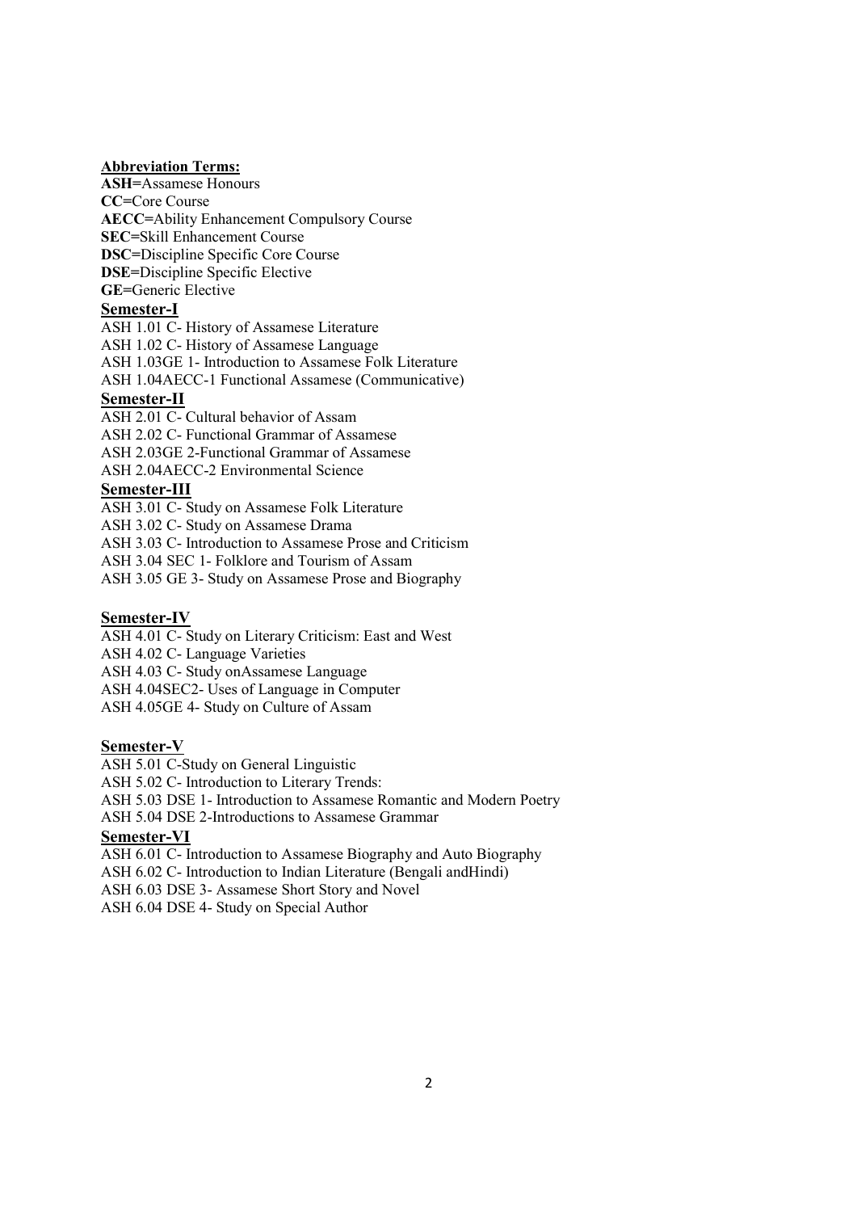**Abbreviation Terms:**

**ASH=**Assamese Honours
**CC=**Core Course
**AECC=**Ability Enhancement Compulsory Course
**SEC=**Skill Enhancement Course
**DSC=**Discipline Specific Core Course
**DSE=**Discipline Specific Elective
**GE=**Generic Elective

## Semester-I

ASH 1.01 C- History of Assamese Literature
ASH 1.02 C- History of Assamese Language
ASH 1.03GE 1- Introduction to Assamese Folk Literature
ASH 1.04AECC-1 Functional Assamese (Communicative)

## Semester-II

ASH 2.01 C- Cultural behavior of Assam
ASH 2.02 C- Functional Grammar of Assamese
ASH 2.03GE 2-Functional Grammar of Assamese
ASH 2.04AECC-2 Environmental Science

## Semester-III

ASH 3.01 C- Study on Assamese Folk Literature
ASH 3.02 C- Study on Assamese Drama
ASH 3.03 C- Introduction to Assamese Prose and Criticism
ASH 3.04 SEC 1- Folklore and Tourism of Assam
ASH 3.05 GE 3- Study on Assamese Prose and Biography

## Semester-IV

ASH 4.01 C- Study on Literary Criticism: East and West
ASH 4.02 C- Language Varieties
ASH 4.03 C- Study onAssamese Language
ASH 4.04SEC2- Uses of Language in Computer
ASH 4.05GE 4- Study on Culture of Assam

## Semester-V

ASH 5.01 C-Study on General Linguistic
ASH 5.02 C- Introduction to Literary Trends:
ASH 5.03 DSE 1- Introduction to Assamese Romantic and Modern Poetry
ASH 5.04 DSE 2-Introductions to Assamese Grammar

## Semester-VI

ASH 6.01 C- Introduction to Assamese Biography and Auto Biography
ASH 6.02 C- Introduction to Indian Literature (Bengali andHindi)
ASH 6.03 DSE 3- Assamese Short Story and Novel
ASH 6.04 DSE 4- Study on Special Author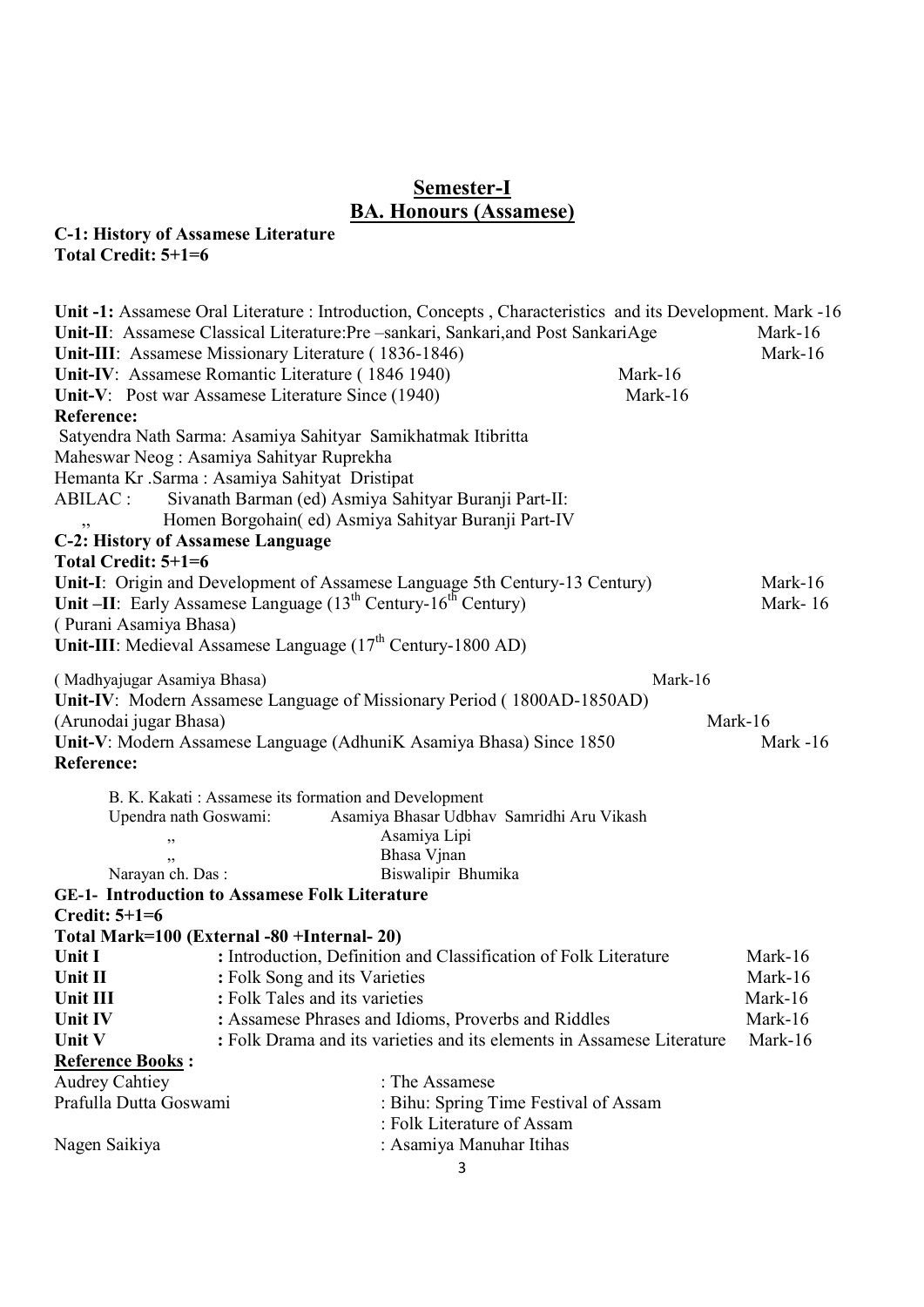## Semester-I

## BA. Honours (Assamese)

**C-1: History of Assamese Literature**
**Total Credit: 5+1=6**

**Unit -1:** Assamese Oral Literature : Introduction, Concepts , Characteristics and its Development. Mark -16
**Unit-II**: Assamese Classical Literature:Pre –sankari, Sankari,and Post SankariAge Mark-16
**Unit-III**: Assamese Missionary Literature ( 1836-1846) Mark-16
**Unit-IV**: Assamese Romantic Literature ( 1846 1940) Mark-16
**Unit-V**: Post war Assamese Literature Since (1940) Mark-16

**Reference:**

Satyendra Nath Sarma: Asamiya Sahityar Samikhatmak Itibritta
Maheswar Neog : Asamiya Sahityar Ruprekha
Hemanta Kr .Sarma : Asamiya Sahityat Dristipat
ABILAC : Sivanath Barman (ed) Asmiya Sahityar Buranji Part-II:
,, Homen Borgohain( ed) Asmiya Sahityar Buranji Part-IV

**C-2: History of Assamese Language**
**Total Credit: 5+1=6**

**Unit-I**: Origin and Development of Assamese Language 5th Century-13 Century) Mark-16
**Unit –II**: Early Assamese Language (13th Century-16th Century) Mark- 16
( Purani Asamiya Bhasa)
**Unit-III**: Medieval Assamese Language (17th Century-1800 AD)
( Madhyajugar Asamiya Bhasa) Mark-16
**Unit-IV**: Modern Assamese Language of Missionary Period ( 1800AD-1850AD)
(Arunodai jugar Bhasa) Mark-16
**Unit-V**: Modern Assamese Language (AdhuniK Asamiya Bhasa) Since 1850 Mark -16

**Reference:**

B. K. Kakati : Assamese its formation and Development
Upendra nath Goswami: Asamiya Bhasar Udbhav Samridhi Aru Vikash
,, Asamiya Lipi
,, Bhasa Vjnan
Narayan ch. Das : Biswalipir Bhumika

**GE-1- Introduction to Assamese Folk Literature**
**Credit: 5+1=6**
**Total Mark=100 (External -80 +Internal- 20)**

| | | |
|---|---|---|
| **Unit I** | **:** Introduction, Definition and Classification of Folk Literature | Mark-16 |
| **Unit II** | **:** Folk Song and its Varieties | Mark-16 |
| **Unit III** | **:** Folk Tales and its varieties | Mark-16 |
| **Unit IV** | **:** Assamese Phrases and Idioms, Proverbs and Riddles | Mark-16 |
| **Unit V** | **:** Folk Drama and its varieties and its elements in Assamese Literature | Mark-16 |

**Reference Books :**

Audrey Cahtiey : The Assamese
Prafulla Dutta Goswami : Bihu: Spring Time Festival of Assam
: Folk Literature of Assam
Nagen Saikiya : Asamiya Manuhar Itihas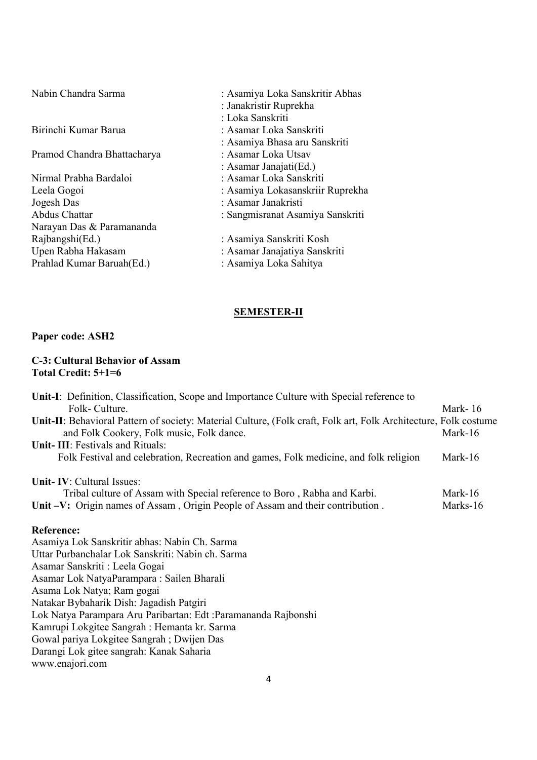| | |
|---|---|
| Nabin Chandra Sarma | : Asamiya Loka Sanskritir Abhas |
| | : Janakristir Ruprekha |
| | : Loka Sanskriti |
| Birinchi Kumar Barua | : Asamar Loka Sanskriti |
| | : Asamiya Bhasa aru Sanskriti |
| Pramod Chandra Bhattacharya | : Asamar Loka Utsav |
| | : Asamar Janajati(Ed.) |
| Nirmal Prabha Bardaloi | : Asamar Loka Sanskriti |
| Leela Gogoi | : Asamiya Lokasanskriir Ruprekha |
| Jogesh Das | : Asamar Janakristi |
| Abdus Chattar | : Sangmisranat Asamiya Sanskriti |
| Narayan Das & Paramananda Rajbangshi(Ed.) | : Asamiya Sanskriti Kosh |
| Upen Rabha Hakasam | : Asamar Janajatiya Sanskriti |
| Prahlad Kumar Baruah(Ed.) | : Asamiya Loka Sahitya |

## SEMESTER-II

**Paper code: ASH2**

**C-3: Cultural Behavior of Assam**
**Total Credit: 5+1=6**

**Unit-I**: Definition, Classification, Scope and Importance Culture with Special reference to Folk- Culture. Mark- 16

**Unit-II**: Behavioral Pattern of society: Material Culture, (Folk craft, Folk art, Folk Architecture, Folk costume and Folk Cookery, Folk music, Folk dance. Mark-16

**Unit- III**: Festivals and Rituals:
Folk Festival and celebration, Recreation and games, Folk medicine, and folk religion Mark-16

**Unit- IV**: Cultural Issues:
Tribal culture of Assam with Special reference to Boro , Rabha and Karbi. Mark-16

**Unit –V:** Origin names of Assam , Origin People of Assam and their contribution . Marks-16

**Reference:**

Asamiya Lok Sanskritir abhas: Nabin Ch. Sarma
Uttar Purbanchalar Lok Sanskriti: Nabin ch. Sarma
Asamar Sanskriti : Leela Gogai
Asamar Lok NatyaParampara : Sailen Bharali
Asama Lok Natya; Ram gogai
Natakar Bybaharik Dish: Jagadish Patgiri
Lok Natya Parampara Aru Paribartan: Edt :Paramananda Rajbonshi
Kamrupi Lokgitee Sangrah : Hemanta kr. Sarma
Gowal pariya Lokgitee Sangrah ; Dwijen Das
Darangi Lok gitee sangrah: Kanak Saharia
www.enajori.com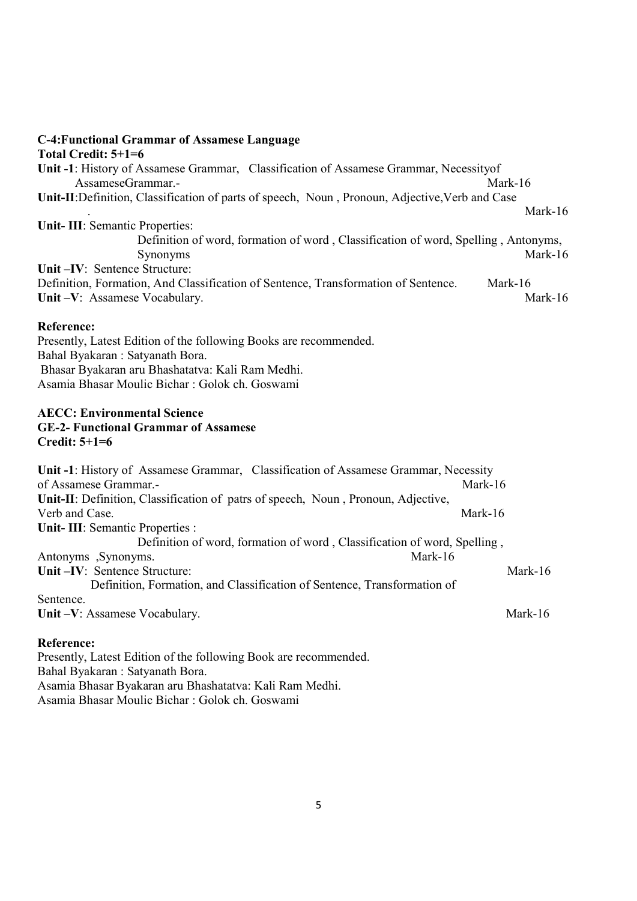**C-4:Functional Grammar of Assamese Language**

**Total Credit: 5+1=6**

**Unit -1**: History of Assamese Grammar, Classification of Assamese Grammar, Necessityof AssameseGrammar.- Mark-16

**Unit-II**:Definition, Classification of parts of speech, Noun , Pronoun, Adjective,Verb and Case . Mark-16

**Unit- III**: Semantic Properties:

Definition of word, formation of word , Classification of word, Spelling , Antonyms, Synonyms Mark-16

**Unit –IV**: Sentence Structure:

Definition, Formation, And Classification of Sentence, Transformation of Sentence. Mark-16

**Unit –V**: Assamese Vocabulary. Mark-16

**Reference:**

Presently, Latest Edition of the following Books are recommended.

Bahal Byakaran : Satyanath Bora.

Bhasar Byakaran aru Bhashatatva: Kali Ram Medhi.

Asamia Bhasar Moulic Bichar : Golok ch. Goswami

**AECC: Environmental Science**

**GE-2- Functional Grammar of Assamese**

**Credit: 5+1=6**

**Unit -1**: History of Assamese Grammar, Classification of Assamese Grammar, Necessity of Assamese Grammar.- Mark-16

**Unit-II**: Definition, Classification of patrs of speech, Noun , Pronoun, Adjective, Verb and Case. Mark-16

**Unit- III**: Semantic Properties :

Definition of word, formation of word , Classification of word, Spelling , Antonyms ,Synonyms. Mark-16

**Unit –IV**: Sentence Structure: Mark-16

Definition, Formation, and Classification of Sentence, Transformation of Sentence.

**Unit –V**: Assamese Vocabulary. Mark-16

**Reference:**

Presently, Latest Edition of the following Book are recommended.

Bahal Byakaran : Satyanath Bora.

Asamia Bhasar Byakaran aru Bhashatatva: Kali Ram Medhi.

Asamia Bhasar Moulic Bichar : Golok ch. Goswami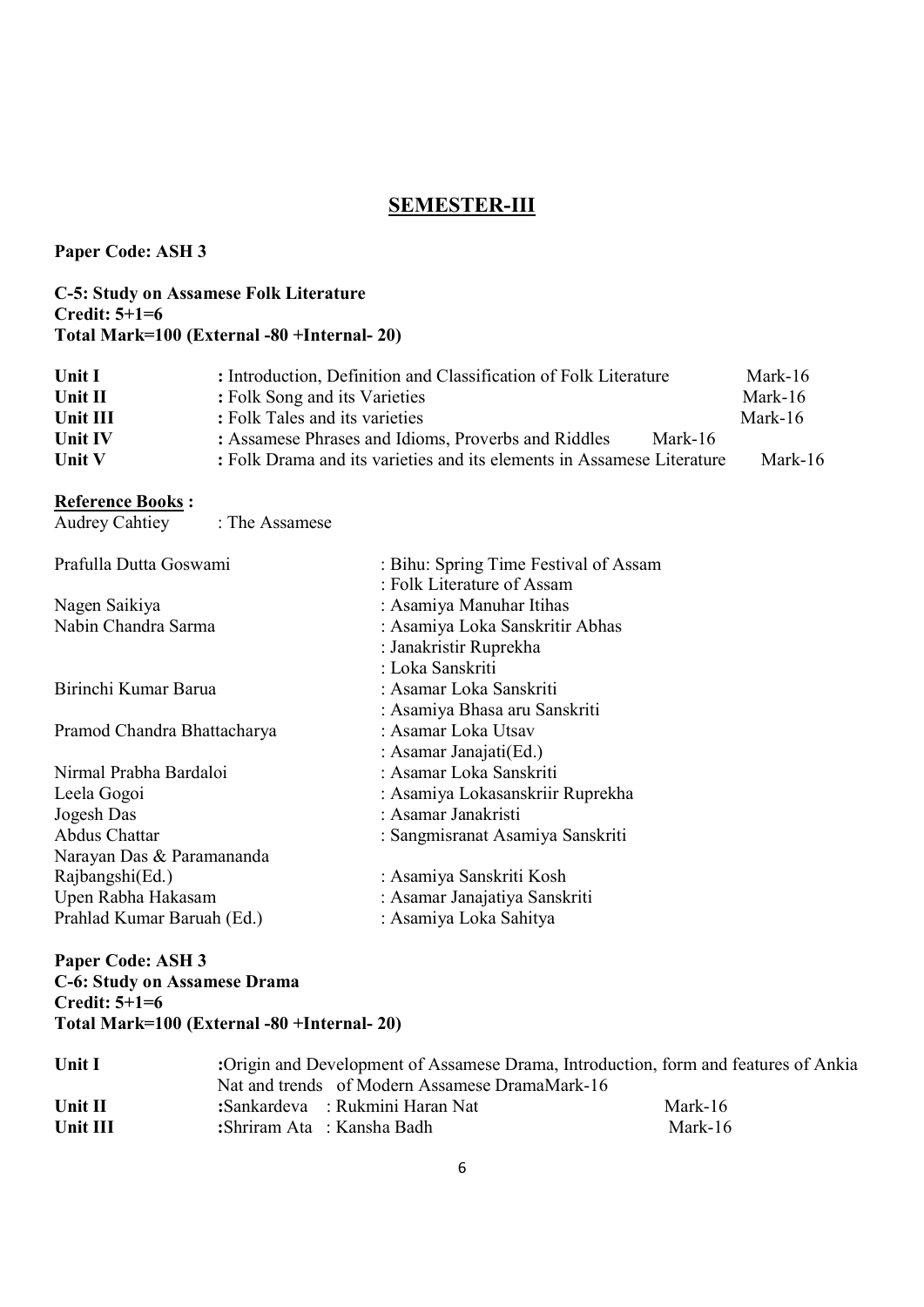## SEMESTER-III

**Paper Code: ASH 3**

**C-5: Study on Assamese Folk Literature**
**Credit: 5+1=6**
**Total Mark=100 (External -80 +Internal- 20)**

| | | |
|---|---|---|
| **Unit I** | **:** Introduction, Definition and Classification of Folk Literature | Mark-16 |
| **Unit II** | **:** Folk Song and its Varieties | Mark-16 |
| **Unit III** | **:** Folk Tales and its varieties | Mark-16 |
| **Unit IV** | **:** Assamese Phrases and Idioms, Proverbs and Riddles | Mark-16 |
| **Unit V** | **:** Folk Drama and its varieties and its elements in Assamese Literature | Mark-16 |

**Reference Books :**

Audrey Cahtiey : The Assamese

| | |
|---|---|
| Prafulla Dutta Goswami | : Bihu: Spring Time Festival of Assam |
| | : Folk Literature of Assam |
| Nagen Saikiya | : Asamiya Manuhar Itihas |
| Nabin Chandra Sarma | : Asamiya Loka Sanskritir Abhas |
| | : Janakristir Ruprekha |
| | : Loka Sanskriti |
| Birinchi Kumar Barua | : Asamar Loka Sanskriti |
| | : Asamiya Bhasa aru Sanskriti |
| Pramod Chandra Bhattacharya | : Asamar Loka Utsav |
| | : Asamar Janajati(Ed.) |
| Nirmal Prabha Bardaloi | : Asamar Loka Sanskriti |
| Leela Gogoi | : Asamiya Lokasanskriir Ruprekha |
| Jogesh Das | : Asamar Janakristi |
| Abdus Chattar | : Sangmisranat Asamiya Sanskriti |
| Narayan Das & Paramananda Rajbangshi(Ed.) | : Asamiya Sanskriti Kosh |
| Upen Rabha Hakasam | : Asamar Janajatiya Sanskriti |
| Prahlad Kumar Baruah (Ed.) | : Asamiya Loka Sahitya |

**Paper Code: ASH 3**
**C-6: Study on Assamese Drama**
**Credit: 5+1=6**
**Total Mark=100 (External -80 +Internal- 20)**

| | | |
|---|---|---|
| **Unit I** | **:**Origin and Development of Assamese Drama, Introduction, form and features of Ankia Nat and trends of Modern Assamese DramaMark-16 | |
| **Unit II** | **:**Sankardeva : Rukmini Haran Nat | Mark-16 |
| **Unit III** | **:**Shriram Ata : Kansha Badh | Mark-16 |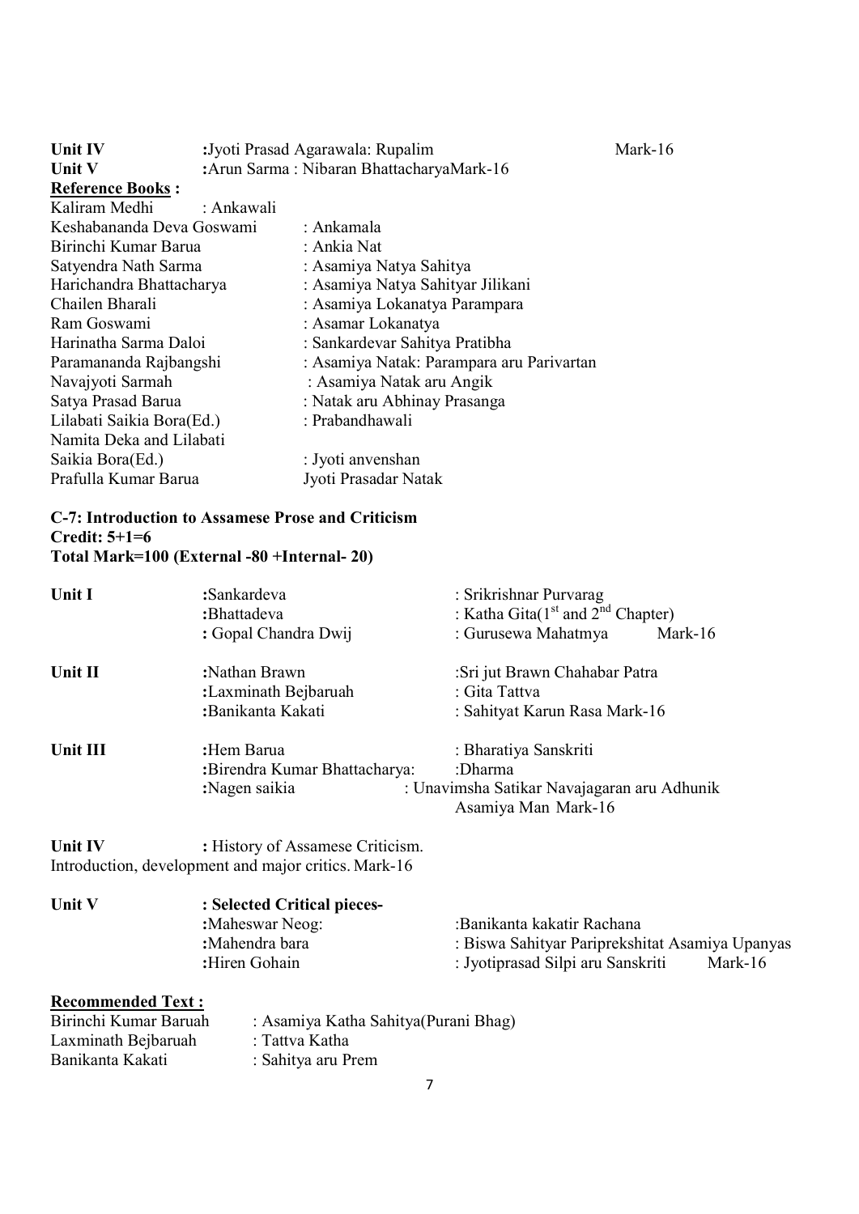**Unit IV** :Jyoti Prasad Agarawala: Rupalim Mark-16

**Unit V** :Arun Sarma : Nibaran BhattacharyaMark-16

**Reference Books :**

| | |
|---|---|
| Kaliram Medhi | : Ankawali |
| Keshabananda Deva Goswami | : Ankamala |
| Birinchi Kumar Barua | : Ankia Nat |
| Satyendra Nath Sarma | : Asamiya Natya Sahitya |
| Harichandra Bhattacharya | : Asamiya Natya Sahityar Jilikani |
| Chailen Bharali | : Asamiya Lokanatya Parampara |
| Ram Goswami | : Asamar Lokanatya |
| Harinatha Sarma Daloi | : Sankardevar Sahitya Pratibha |
| Paramananda Rajbangshi | : Asamiya Natak: Parampara aru Parivartan |
| Navajyoti Sarmah | : Asamiya Natak aru Angik |
| Satya Prasad Barua | : Natak aru Abhinay Prasanga |
| Lilabati Saikia Bora(Ed.) | : Prabandhawali |
| Namita Deka and Lilabati Saikia Bora(Ed.) | : Jyoti anvenshan |
| Prafulla Kumar Barua | Jyoti Prasadar Natak |

**C-7: Introduction to Assamese Prose and Criticism**
**Credit: 5+1=6**
**Total Mark=100 (External -80 +Internal- 20)**

**Unit I**
:Sankardeva : Srikrishnar Purvarag
:Bhattadeva : Katha Gita(1st and 2nd Chapter)
: Gopal Chandra Dwij : Gurusewa Mahatmya Mark-16

**Unit II**
:Nathan Brawn :Sri jut Brawn Chahabar Patra
:Laxminath Bejbaruah : Gita Tattva
:Banikanta Kakati : Sahityat Karun Rasa Mark-16

**Unit III**
:Hem Barua : Bharatiya Sanskriti
:Birendra Kumar Bhattacharya: :Dharma
:Nagen saikia : Unavimsha Satikar Navajagaran aru Adhunik Asamiya Man Mark-16

**Unit IV** : History of Assamese Criticism.
Introduction, development and major critics. Mark-16

**Unit V** : **Selected Critical pieces-**
:Maheswar Neog: :Banikanta kakatir Rachana
:Mahendra bara : Biswa Sahityar Pariprekshitat Asamiya Upanyas
:Hiren Gohain : Jyotiprasad Silpi aru Sanskriti Mark-16

**Recommended Text :**

| | |
|---|---|
| Birinchi Kumar Baruah | : Asamiya Katha Sahitya(Purani Bhag) |
| Laxminath Bejbaruah | : Tattva Katha |
| Banikanta Kakati | : Sahitya aru Prem |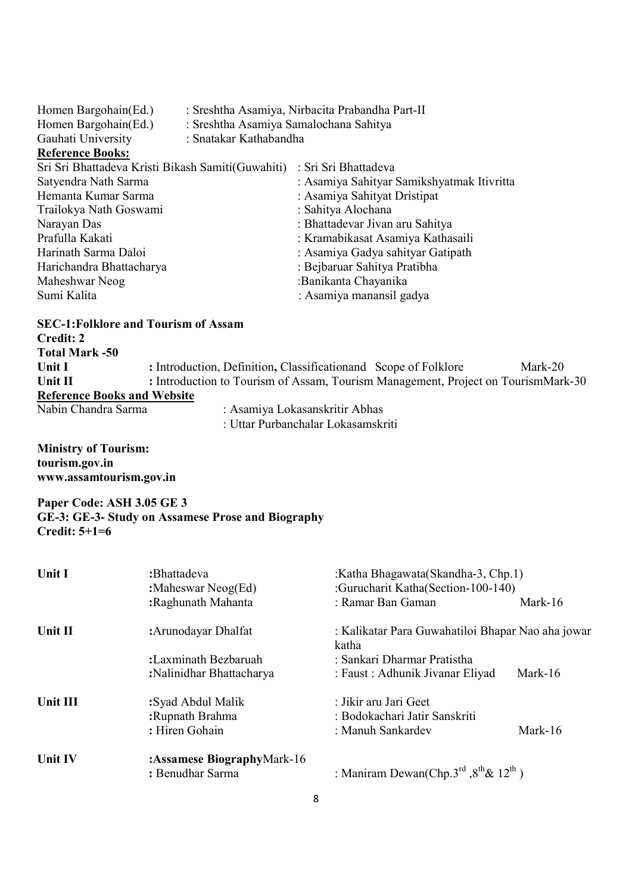| | |
|---|---|
| Homen Bargohain(Ed.) | : Sreshtha Asamiya, Nirbacita Prabandha Part-II |
| Homen Bargohain(Ed.) | : Sreshtha Asamiya Samalochana Sahitya |
| Gauhati University | : Snatakar Kathabandha |

**Reference Books:**

| | |
|---|---|
| Sri Sri Bhattadeva Kristi Bikash Samiti(Guwahiti) | : Sri Sri Bhattadeva |
| Satyendra Nath Sarma | : Asamiya Sahityar Samikshyatmak Itivritta |
| Hemanta Kumar Sarma | : Asamiya Sahityat Dristipat |
| Trailokya Nath Goswami | : Sahitya Alochana |
| Narayan Das | : Bhattadevar Jivan aru Sahitya |
| Prafulla Kakati | : Kramabikasat Asamiya Kathasaili |
| Harinath Sarma Daloi | : Asamiya Gadya sahityar Gatipath |
| Harichandra Bhattacharya | : Bejbaruar Sahitya Pratibha |
| Maheshwar Neog | :Banikanta Chayanika |
| Sumi Kalita | : Asamiya manansil gadya |

**SEC-1:Folklore and Tourism of Assam**
**Credit: 2**
**Total Mark -50**

| | | |
|---|---|---|
| **Unit I** | : Introduction, Definition, Classificationand Scope of Folklore | Mark-20 |
| **Unit II** | : Introduction to Tourism of Assam, Tourism Management, Project on Tourism | Mark-30 |

**Reference Books and Website**

| | |
|---|---|
| Nabin Chandra Sarma | : Asamiya Lokasanskritir Abhas |
| | : Uttar Purbanchalar Lokasamskriti |

**Ministry of Tourism:**
**tourism.gov.in**
**www.assamtourism.gov.in**

**Paper Code: ASH 3.05 GE 3**
**GE-3: GE-3- Study on Assamese Prose and Biography**
**Credit: 5+1=6**

| | | | |
|---|---|---|---|
| **Unit I** | :Bhattadeva | :Katha Bhagawata(Skandha-3, Chp.1) | |
| | :Maheswar Neog(Ed) | :Gurucharit Katha(Section-100-140) | |
| | :Raghunath Mahanta | : Ramar Ban Gaman | Mark-16 |
| **Unit II** | :Arunodayar Dhalfat | : Kalikatar Para Guwahatiloi Bhapar Nao aha jowar katha | |
| | :Laxminath Bezbaruah | : Sankari Dharmar Pratistha | |
| | :Nalinidhar Bhattacharya | : Faust : Adhunik Jivanar Eliyad | Mark-16 |
| **Unit III** | :Syad Abdul Malik | : Jikir aru Jari Geet | |
| | :Rupnath Brahma | : Bodokachari Jatir Sanskriti | |
| | : Hiren Gohain | : Manuh Sankardev | Mark-16 |
| **Unit IV** | :**Assamese Biography**Mark-16 | | |
| | : Benudhar Sarma | : Maniram Dewan(Chp.3rd ,8th & 12th ) | |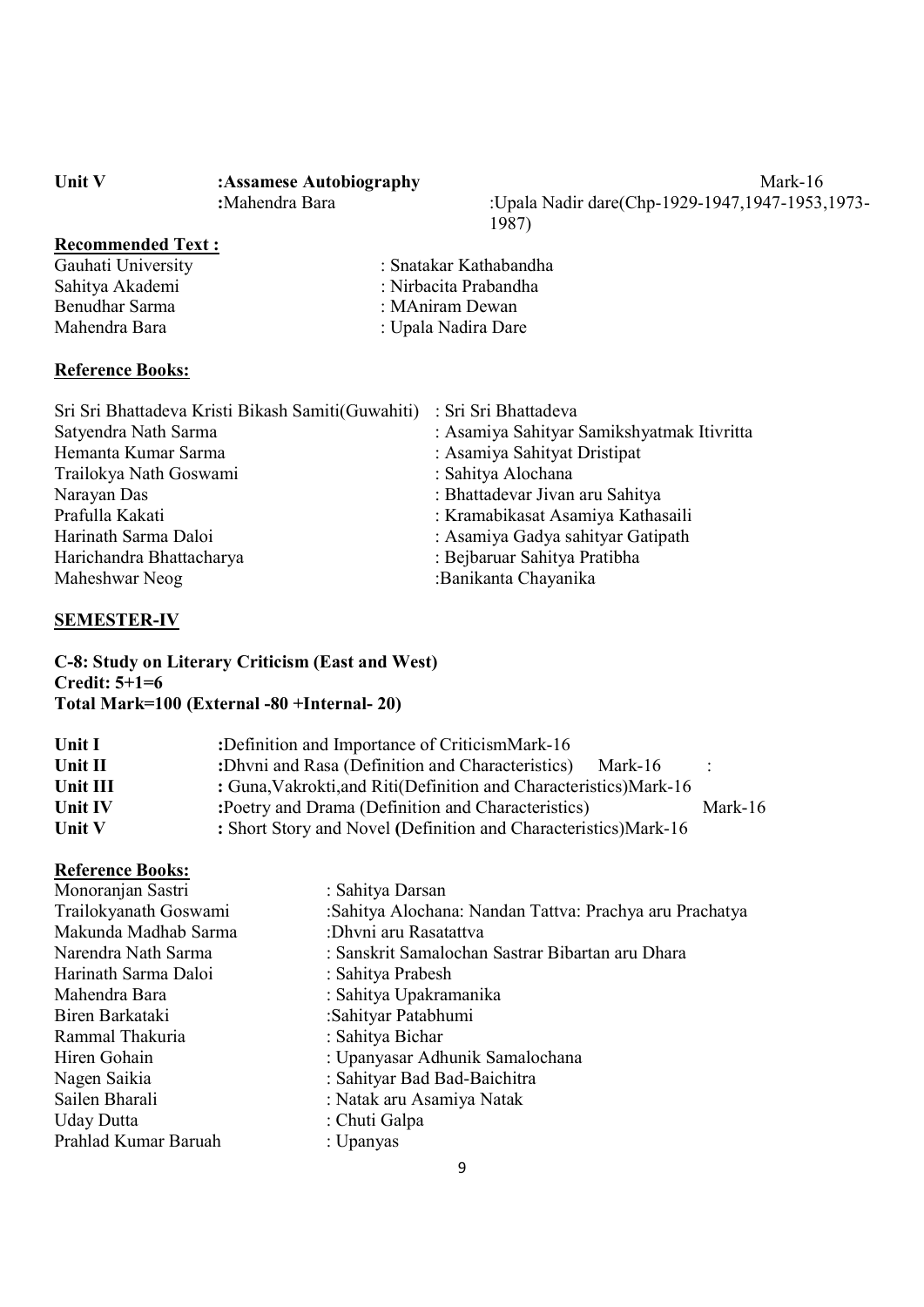**Unit V** **:Assamese Autobiography** Mark-16

**:**Mahendra Bara :Upala Nadir dare(Chp-1929-1947,1947-1953,1973-1987)

**Recommended Text :**

| | |
|---|---|
| Gauhati University | : Snatakar Kathabandha |
| Sahitya Akademi | : Nirbacita Prabandha |
| Benudhar Sarma | : MAniram Dewan |
| Mahendra Bara | : Upala Nadira Dare |

**Reference Books:**

| | |
|---|---|
| Sri Sri Bhattadeva Kristi Bikash Samiti(Guwahiti) | : Sri Sri Bhattadeva |
| Satyendra Nath Sarma | : Asamiya Sahityar Samikshyatmak Itivritta |
| Hemanta Kumar Sarma | : Asamiya Sahityat Dristipat |
| Trailokya Nath Goswami | : Sahitya Alochana |
| Narayan Das | : Bhattadevar Jivan aru Sahitya |
| Prafulla Kakati | : Kramabikasat Asamiya Kathasaili |
| Harinath Sarma Daloi | : Asamiya Gadya sahityar Gatipath |
| Harichandra Bhattacharya | : Bejbaruar Sahitya Pratibha |
| Maheshwar Neog | :Banikanta Chayanika |

## SEMESTER-IV

**C-8: Study on Literary Criticism (East and West)**
**Credit: 5+1=6**
**Total Mark=100 (External -80 +Internal- 20)**

| | |
|---|---|
| **Unit I** | **:**Definition and Importance of CriticismMark-16 |
| **Unit II** | **:**Dhvni and Rasa (Definition and Characteristics) Mark-16 : |
| **Unit III** | **:** Guna,Vakrokti,and Riti(Definition and Characteristics)Mark-16 |
| **Unit IV** | **:**Poetry and Drama (Definition and Characteristics) Mark-16 |
| **Unit V** | **:** Short Story and Novel **(**Definition and Characteristics)Mark-16 |

**Reference Books:**

| | |
|---|---|
| Monoranjan Sastri | : Sahitya Darsan |
| Trailokyanath Goswami | :Sahitya Alochana: Nandan Tattva: Prachya aru Prachatya |
| Makunda Madhab Sarma | :Dhvni aru Rasatattva |
| Narendra Nath Sarma | : Sanskrit Samalochan Sastrar Bibartan aru Dhara |
| Harinath Sarma Daloi | : Sahitya Prabesh |
| Mahendra Bara | : Sahitya Upakramanika |
| Biren Barkataki | :Sahityar Patabhumi |
| Rammal Thakuria | : Sahitya Bichar |
| Hiren Gohain | : Upanyasar Adhunik Samalochana |
| Nagen Saikia | : Sahityar Bad Bad-Baichitra |
| Sailen Bharali | : Natak aru Asamiya Natak |
| Uday Dutta | : Chuti Galpa |
| Prahlad Kumar Baruah | : Upanyas |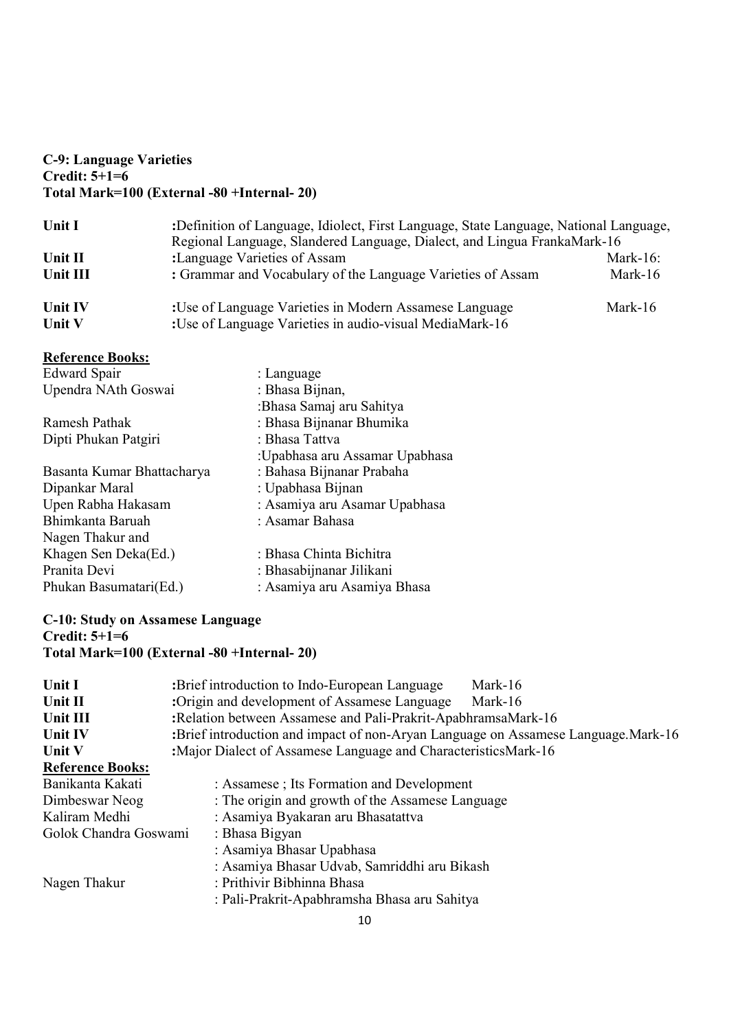**C-9: Language Varieties**
**Credit: 5+1=6**
**Total Mark=100 (External -80 +Internal- 20)**

| | | |
|---|---|---|
| **Unit I** | :Definition of Language, Idiolect, First Language, State Language, National Language, Regional Language, Slandered Language, Dialect, and Lingua FrankaMark-16 | |
| **Unit II** | :Language Varieties of Assam | Mark-16: |
| **Unit III** | : Grammar and Vocabulary of the Language Varieties of Assam | Mark-16 |
| **Unit IV** | :Use of Language Varieties in Modern Assamese Language | Mark-16 |
| **Unit V** | :Use of Language Varieties in audio-visual MediaMark-16 | |

**Reference Books:**

| | |
|---|---|
| Edward Spair | : Language |
| Upendra NAth Goswai | : Bhasa Bijnan, |
| | :Bhasa Samaj aru Sahitya |
| Ramesh Pathak | : Bhasa Bijnanar Bhumika |
| Dipti Phukan Patgiri | : Bhasa Tattva |
| | :Upabhasa aru Assamar Upabhasa |
| Basanta Kumar Bhattacharya | : Bahasa Bijnanar Prabaha |
| Dipankar Maral | : Upabhasa Bijnan |
| Upen Rabha Hakasam | : Asamiya aru Asamar Upabhasa |
| Bhimkanta Baruah | : Asamar Bahasa |
| Nagen Thakur and Khagen Sen Deka(Ed.) | : Bhasa Chinta Bichitra |
| Pranita Devi | : Bhasabijnanar Jilikani |
| Phukan Basumatari(Ed.) | : Asamiya aru Asamiya Bhasa |

**C-10: Study on Assamese Language**
**Credit: 5+1=6**
**Total Mark=100 (External -80 +Internal- 20)**

| | | |
|---|---|---|
| **Unit I** | :Brief introduction to Indo-European Language | Mark-16 |
| **Unit II** | :Origin and development of Assamese Language | Mark-16 |
| **Unit III** | :Relation between Assamese and Pali-Prakrit-ApabhramsaMark-16 | |
| **Unit IV** | :Brief introduction and impact of non-Aryan Language on Assamese Language.Mark-16 | |
| **Unit V** | :Major Dialect of Assamese Language and CharacteristicsMark-16 | |

**Reference Books:**

| | |
|---|---|
| Banikanta Kakati | : Assamese ; Its Formation and Development |
| Dimbeswar Neog | : The origin and growth of the Assamese Language |
| Kaliram Medhi | : Asamiya Byakaran aru Bhasatattva |
| Golok Chandra Goswami | : Bhasa Bigyan |
| | : Asamiya Bhasar Upabhasa |
| | : Asamiya Bhasar Udvab, Samriddhi aru Bikash |
| Nagen Thakur | : Prithivir Bibhinna Bhasa |
| | : Pali-Prakrit-Apabhramsha Bhasa aru Sahitya |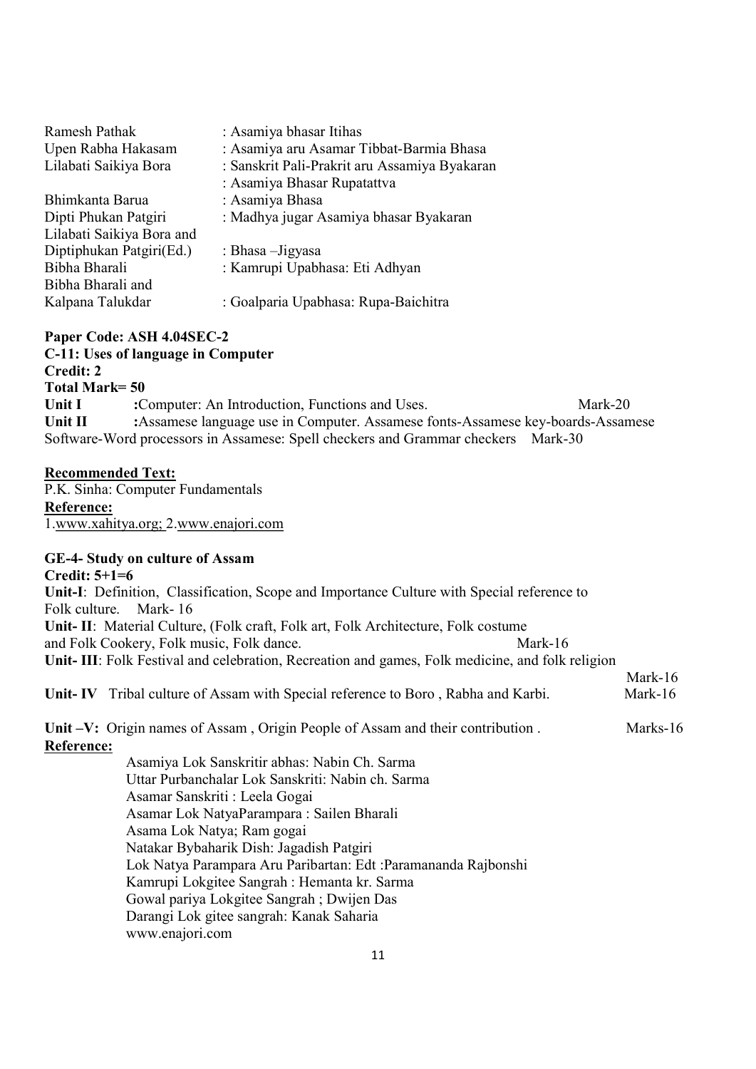| | |
|---|---|
| Ramesh Pathak | : Asamiya bhasar Itihas |
| Upen Rabha Hakasam | : Asamiya aru Asamar Tibbat-Barmia Bhasa |
| Lilabati Saikiya Bora | : Sanskrit Pali-Prakrit aru Assamiya Byakaran |
| | : Asamiya Bhasar Rupatattva |
| Bhimkanta Barua | : Asamiya Bhasa |
| Dipti Phukan Patgiri | : Madhya jugar Asamiya bhasar Byakaran |
| Lilabati Saikiya Bora and Diptiphukan Patgiri(Ed.) | : Bhasa –Jigyasa |
| Bibha Bharali | : Kamrupi Upabhasa: Eti Adhyan |
| Bibha Bharali and Kalpana Talukdar | : Goalparia Upabhasa: Rupa-Baichitra |

**Paper Code: ASH 4.04SEC-2**
**C-11: Uses of language in Computer**
**Credit: 2**
**Total Mark= 50**

**Unit I** :Computer: An Introduction, Functions and Uses. Mark-20

**Unit II** :Assamese language use in Computer. Assamese fonts-Assamese key-boards-Assamese Software-Word processors in Assamese: Spell checkers and Grammar checkers Mark-30

**Recommended Text:**

P.K. Sinha: Computer Fundamentals

**Reference:**

1.www.xahitya.org; 2.www.enajori.com

**GE-4- Study on culture of Assam**
**Credit: 5+1=6**

**Unit-I**: Definition, Classification, Scope and Importance Culture with Special reference to Folk culture. Mark- 16

**Unit- II**: Material Culture, (Folk craft, Folk art, Folk Architecture, Folk costume and Folk Cookery, Folk music, Folk dance. Mark-16

**Unit- III**: Folk Festival and celebration, Recreation and games, Folk medicine, and folk religion Mark-16

**Unit- IV** Tribal culture of Assam with Special reference to Boro , Rabha and Karbi. Mark-16

**Unit –V:** Origin names of Assam , Origin People of Assam and their contribution . Marks-16

**Reference:**

Asamiya Lok Sanskritir abhas: Nabin Ch. Sarma
Uttar Purbanchalar Lok Sanskriti: Nabin ch. Sarma
Asamar Sanskriti : Leela Gogai
Asamar Lok NatyaParampara : Sailen Bharali
Asama Lok Natya; Ram gogai
Natakar Bybaharik Dish: Jagadish Patgiri
Lok Natya Parampara Aru Paribartan: Edt :Paramananda Rajbonshi
Kamrupi Lokgitee Sangrah : Hemanta kr. Sarma
Gowal pariya Lokgitee Sangrah ; Dwijen Das
Darangi Lok gitee sangrah: Kanak Saharia
www.enajori.com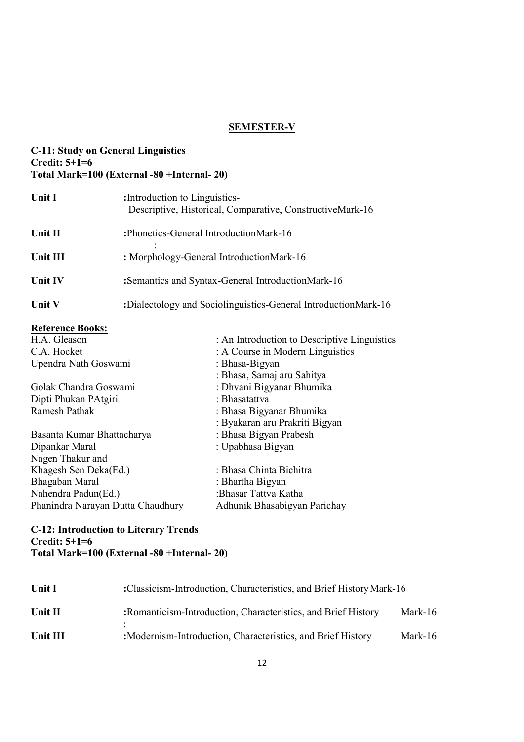## SEMESTER-V

**C-11: Study on General Linguistics**
**Credit: 5+1=6**
**Total Mark=100 (External -80 +Internal- 20)**

| | | |
|---|---|---|
| **Unit I** | :Introduction to Linguistics- Descriptive, Historical, Comparative, Constructive | Mark-16 |
| **Unit II** | :Phonetics-General Introduction | Mark-16 |
| **Unit III** | : Morphology-General Introduction | Mark-16 |
| **Unit IV** | :Semantics and Syntax-General Introduction | Mark-16 |
| **Unit V** | :Dialectology and Sociolinguistics-General Introduction | Mark-16 |

**Reference Books:**

| | |
|---|---|
| H.A. Gleason | : An Introduction to Descriptive Linguistics |
| C.A. Hocket | : A Course in Modern Linguistics |
| Upendra Nath Goswami | : Bhasa-Bigyan |
| | : Bhasa, Samaj aru Sahitya |
| Golak Chandra Goswami | : Dhvani Bigyanar Bhumika |
| Dipti Phukan PAtgiri | : Bhasatattva |
| Ramesh Pathak | : Bhasa Bigyanar Bhumika |
| | : Byakaran aru Prakriti Bigyan |
| Basanta Kumar Bhattacharya | : Bhasa Bigyan Prabesh |
| Dipankar Maral | : Upabhasa Bigyan |
| Nagen Thakur and Khagesh Sen Deka(Ed.) | : Bhasa Chinta Bichitra |
| Bhagaban Maral | : Bhartha Bigyan |
| Nahendra Padun(Ed.) | :Bhasar Tattva Katha |
| Phanindra Narayan Dutta Chaudhury | Adhunik Bhasabigyan Parichay |

**C-12: Introduction to Literary Trends**
**Credit: 5+1=6**
**Total Mark=100 (External -80 +Internal- 20)**

| | | |
|---|---|---|
| **Unit I** | :Classicism-Introduction, Characteristics, and Brief History | Mark-16 |
| **Unit II** | :Romanticism-Introduction, Characteristics, and Brief History | Mark-16 |
| **Unit III** | :Modernism-Introduction, Characteristics, and Brief History | Mark-16 |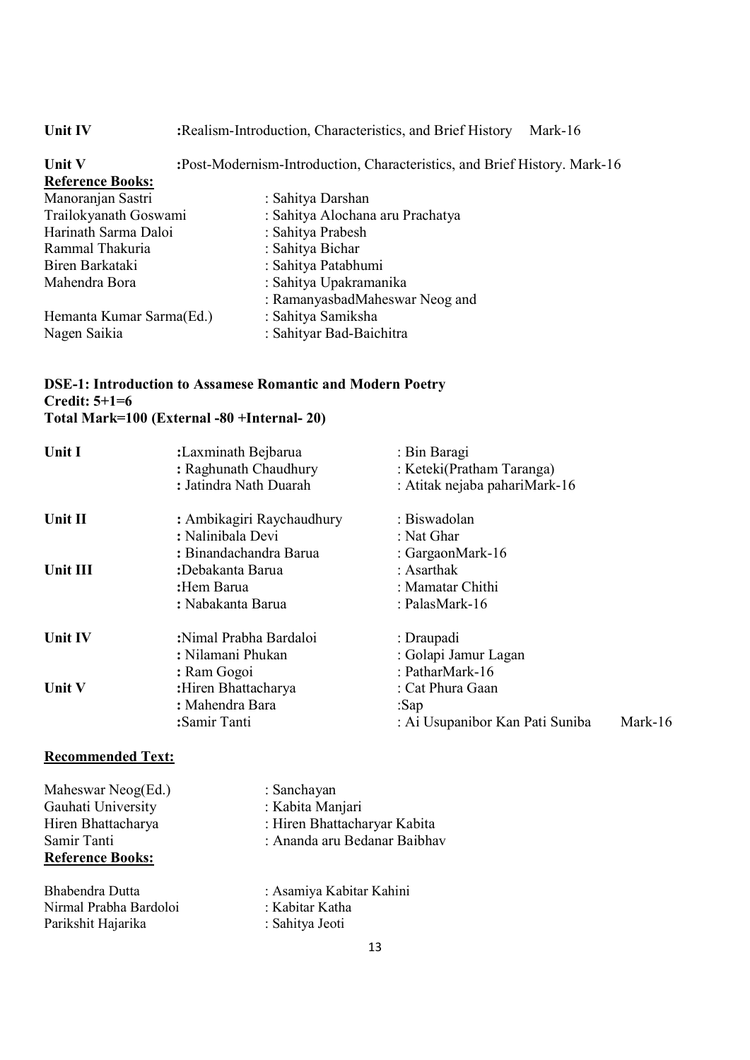**Unit IV** :Realism-Introduction, Characteristics, and Brief History Mark-16

**Unit V** :Post-Modernism-Introduction, Characteristics, and Brief History. Mark-16

**Reference Books:**

| | |
|---|---|
| Manoranjan Sastri | : Sahitya Darshan |
| Trailokyanath Goswami | : Sahitya Alochana aru Prachatya |
| Harinath Sarma Daloi | : Sahitya Prabesh |
| Rammal Thakuria | : Sahitya Bichar |
| Biren Barkataki | : Sahitya Patabhumi |
| Mahendra Bora | : Sahitya Upakramanika |
| | : RamanyasbadMaheswar Neog and |
| Hemanta Kumar Sarma(Ed.) | : Sahitya Samiksha |
| Nagen Saikia | : Sahityar Bad-Baichitra |

**DSE-1: Introduction to Assamese Romantic and Modern Poetry**
**Credit: 5+1=6**
**Total Mark=100 (External -80 +Internal- 20)**

| | | |
|---|---|---|
| **Unit I** | :Laxminath Bejbarua | : Bin Baragi |
| | : Raghunath Chaudhury | : Keteki(Pratham Taranga) |
| | : Jatindra Nath Duarah | : Atitak nejaba pahariMark-16 |
| **Unit II** | : Ambikagiri Raychaudhury | : Biswadolan |
| | : Nalinibala Devi | : Nat Ghar |
| | : Binandachandra Barua | : GargaonMark-16 |
| **Unit III** | :Debakanta Barua | : Asarthak |
| | :Hem Barua | : Mamatar Chithi |
| | : Nabakanta Barua | : PalasMark-16 |
| **Unit IV** | :Nimal Prabha Bardaloi | : Draupadi |
| | : Nilamani Phukan | : Golapi Jamur Lagan |
| | : Ram Gogoi | : PatharMark-16 |
| **Unit V** | :Hiren Bhattacharya | : Cat Phura Gaan |
| | : Mahendra Bara | :Sap |
| | :Samir Tanti | : Ai Usupanibor Kan Pati Suniba Mark-16 |

**Recommended Text:**

| | |
|---|---|
| Maheswar Neog(Ed.) | : Sanchayan |
| Gauhati University | : Kabita Manjari |
| Hiren Bhattacharya | : Hiren Bhattacharyar Kabita |
| Samir Tanti | : Ananda aru Bedanar Baibhav |

**Reference Books:**

| | |
|---|---|
| Bhabendra Dutta | : Asamiya Kabitar Kahini |
| Nirmal Prabha Bardoloi | : Kabitar Katha |
| Parikshit Hajarika | : Sahitya Jeoti |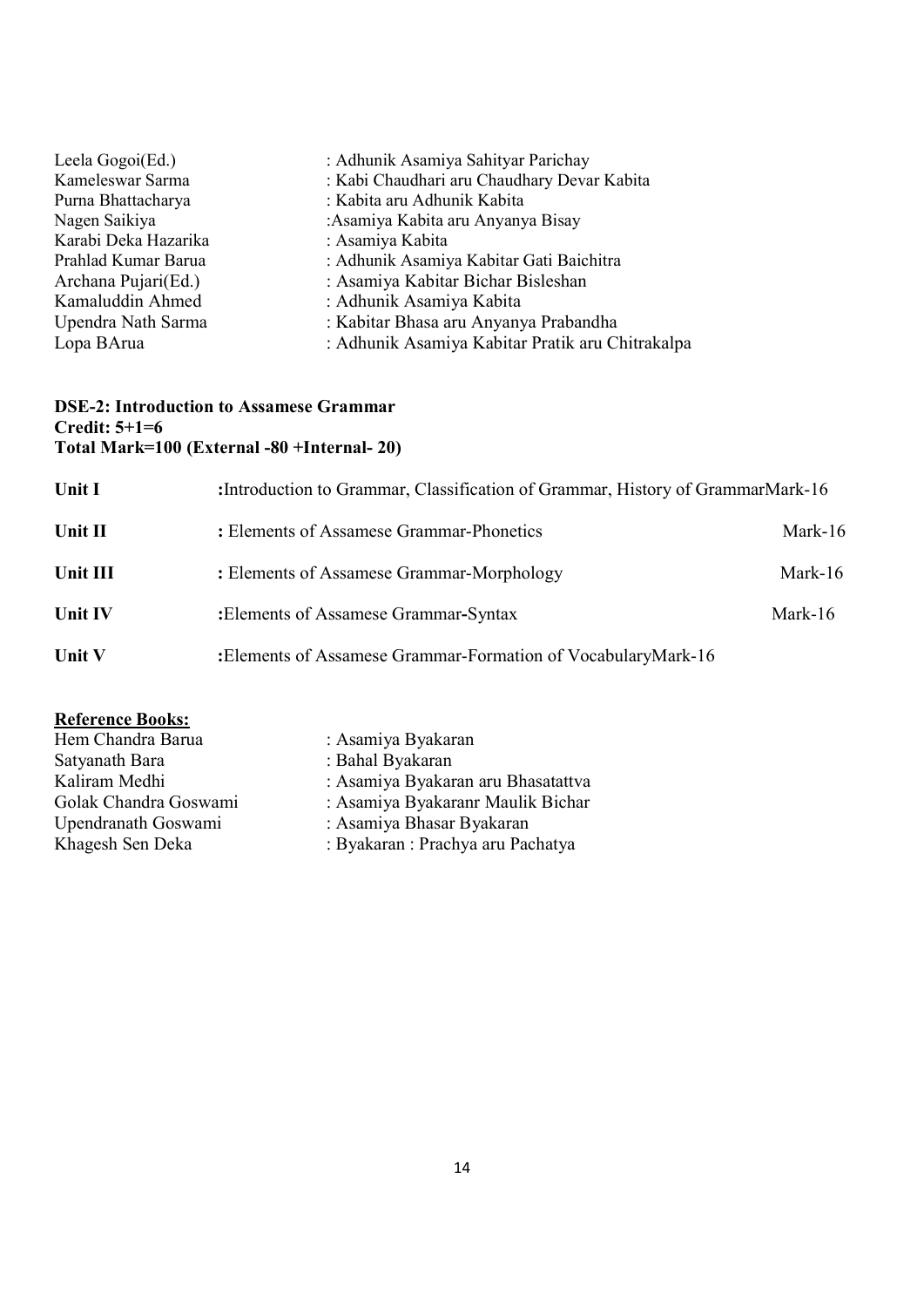Leela Gogoi(Ed.) : Adhunik Asamiya Sahityar Parichay
Kameleswar Sarma : Kabi Chaudhari aru Chaudhary Devar Kabita
Purna Bhattacharya : Kabita aru Adhunik Kabita
Nagen Saikiya :Asamiya Kabita aru Anyanya Bisay
Karabi Deka Hazarika : Asamiya Kabita
Prahlad Kumar Barua : Adhunik Asamiya Kabitar Gati Baichitra
Archana Pujari(Ed.) : Asamiya Kabitar Bichar Bisleshan
Kamaluddin Ahmed : Adhunik Asamiya Kabita
Upendra Nath Sarma : Kabitar Bhasa aru Anyanya Prabandha
Lopa BArua : Adhunik Asamiya Kabitar Pratik aru Chitrakalpa

**DSE-2: Introduction to Assamese Grammar**
**Credit: 5+1=6**
**Total Mark=100 (External -80 +Internal- 20)**

| | | |
|---|---|---|
| **Unit I** | **:**Introduction to Grammar, Classification of Grammar, History of Grammar | Mark-16 |
| **Unit II** | **:** Elements of Assamese Grammar-Phonetics | Mark-16 |
| **Unit III** | **:** Elements of Assamese Grammar-Morphology | Mark-16 |
| **Unit IV** | **:**Elements of Assamese Grammar**-**Syntax | Mark-16 |
| **Unit V** | **:**Elements of Assamese Grammar-Formation of Vocabulary | Mark-16 |

**Reference Books:**

Hem Chandra Barua : Asamiya Byakaran
Satyanath Bara : Bahal Byakaran
Kaliram Medhi : Asamiya Byakaran aru Bhasatattva
Golak Chandra Goswami : Asamiya Byakaranr Maulik Bichar
Upendranath Goswami : Asamiya Bhasar Byakaran
Khagesh Sen Deka : Byakaran : Prachya aru Pachatya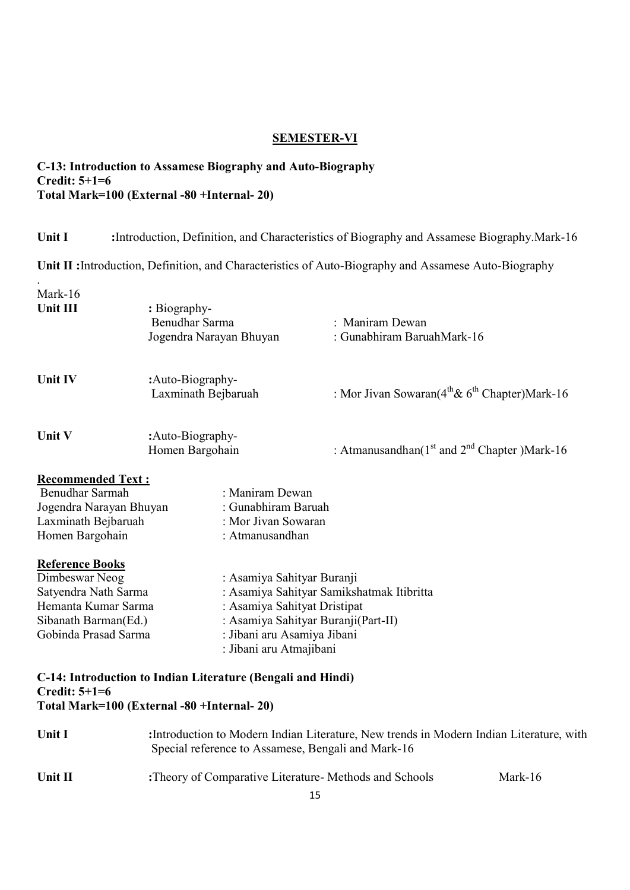## SEMESTER-VI

**C-13: Introduction to Assamese Biography and Auto-Biography**
**Credit: 5+1=6**
**Total Mark=100 (External -80 +Internal- 20)**

**Unit I** :Introduction, Definition, and Characteristics of Biography and Assamese Biography.Mark-16

**Unit II** :Introduction, Definition, and Characteristics of Auto-Biography and Assamese Auto-Biography
.
Mark-16

**Unit III** : Biography-
Benudhar Sarma : Maniram Dewan
Jogendra Narayan Bhuyan : Gunabhiram BaruahMark-16

**Unit IV** :Auto-Biography-
Laxminath Bejbaruah : Mor Jivan Sowaran(4th & 6th Chapter)Mark-16

**Unit V** :Auto-Biography-
Homen Bargohain : Atmanusandhan(1st and 2nd Chapter )Mark-16

**Recommended Text :**

Benudhar Sarmah : Maniram Dewan
Jogendra Narayan Bhuyan : Gunabhiram Baruah
Laxminath Bejbaruah : Mor Jivan Sowaran
Homen Bargohain : Atmanusandhan

**Reference Books**

Dimbeswar Neog : Asamiya Sahityar Buranji
Satyendra Nath Sarma : Asamiya Sahityar Samikshatmak Itibritta
Hemanta Kumar Sarma : Asamiya Sahityat Dristipat
Sibanath Barman(Ed.) : Asamiya Sahityar Buranji(Part-II)
Gobinda Prasad Sarma : Jibani aru Asamiya Jibani
: Jibani aru Atmajibani

**C-14: Introduction to Indian Literature (Bengali and Hindi)**
**Credit: 5+1=6**
**Total Mark=100 (External -80 +Internal- 20)**

**Unit I** :Introduction to Modern Indian Literature, New trends in Modern Indian Literature, with Special reference to Assamese, Bengali and Mark-16

**Unit II** :Theory of Comparative Literature- Methods and Schools Mark-16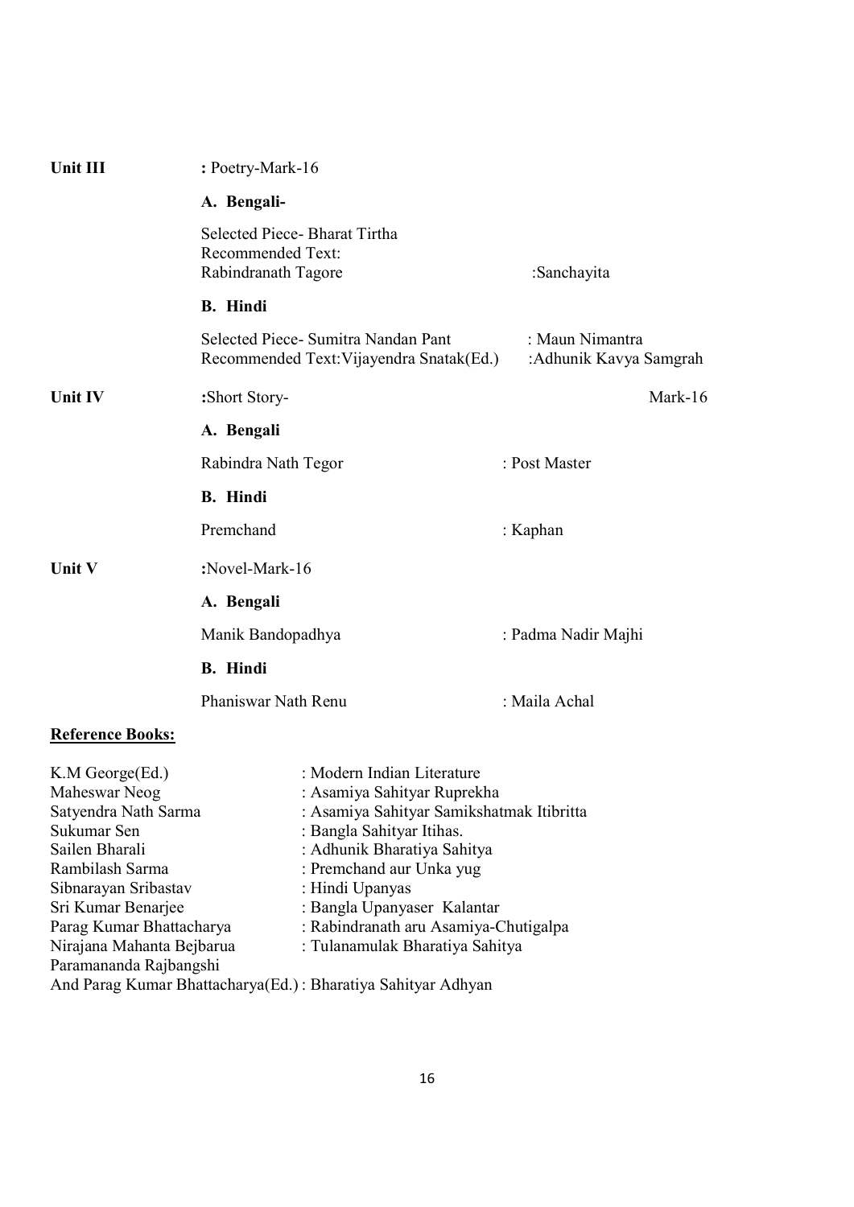**Unit III** **:** Poetry-Mark-16

**A. Bengali-**

Selected Piece- Bharat Tirtha
Recommended Text:
Rabindranath Tagore :Sanchayita

**B. Hindi**

Selected Piece- Sumitra Nandan Pant : Maun Nimantra
Recommended Text:Vijayendra Snatak(Ed.) :Adhunik Kavya Samgrah

**Unit IV** **:**Short Story- Mark-16

**A. Bengali**

Rabindra Nath Tegor : Post Master

**B. Hindi**

Premchand : Kaphan

**Unit V** **:**Novel-Mark-16

**A. Bengali**

Manik Bandopadhya : Padma Nadir Majhi

**B. Hindi**

Phaniswar Nath Renu : Maila Achal

**Reference Books:**

K.M George(Ed.) : Modern Indian Literature
Maheswar Neog : Asamiya Sahityar Ruprekha
Satyendra Nath Sarma : Asamiya Sahityar Samikshatmak Itibritta
Sukumar Sen : Bangla Sahityar Itihas.
Sailen Bharali : Adhunik Bharatiya Sahitya
Rambilash Sarma : Premchand aur Unka yug
Sibnarayan Sribastav : Hindi Upanyas
Sri Kumar Benarjee : Bangla Upanyaser Kalantar
Parag Kumar Bhattacharya : Rabindranath aru Asamiya-Chutigalpa
Nirajana Mahanta Bejbarua : Tulanamulak Bharatiya Sahitya
Paramananda Rajbangshi
And Parag Kumar Bhattacharya(Ed.) : Bharatiya Sahityar Adhyan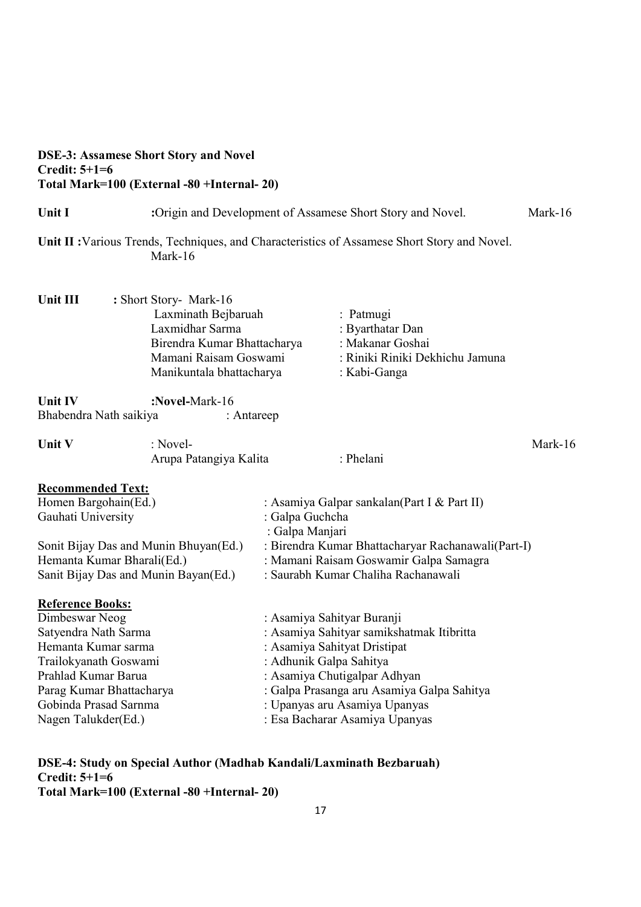**DSE-3: Assamese Short Story and Novel**
**Credit: 5+1=6**
**Total Mark=100 (External -80 +Internal- 20)**

**Unit I** :Origin and Development of Assamese Short Story and Novel. Mark-16

**Unit II :**Various Trends, Techniques, and Characteristics of Assamese Short Story and Novel. Mark-16

**Unit III** : Short Story- Mark-16

| | |
|---|---|
| Laxminath Bejbaruah | : Patmugi |
| Laxmidhar Sarma | : Byarthatar Dan |
| Birendra Kumar Bhattacharya | : Makanar Goshai |
| Mamani Raisam Goswami | : Riniki Riniki Dekhichu Jamuna |
| Manikuntala bhattacharya | : Kabi-Ganga |

**Unit IV** :**Novel-**Mark-16

Bhabendra Nath saikiya : Antareep

**Unit V** : Novel- Mark-16

Arupa Patangiya Kalita : Phelani

**Recommended Text:**

| | |
|---|---|
| Homen Bargohain(Ed.) | : Asamiya Galpar sankalan(Part I & Part II) |
| Gauhati University | : Galpa Guchcha |
| | : Galpa Manjari |
| Sonit Bijay Das and Munin Bhuyan(Ed.) | : Birendra Kumar Bhattacharyar Rachanawali(Part-I) |
| Hemanta Kumar Bharali(Ed.) | : Mamani Raisam Goswamir Galpa Samagra |
| Sanit Bijay Das and Munin Bayan(Ed.) | : Saurabh Kumar Chaliha Rachanawali |

**Reference Books:**

| | |
|---|---|
| Dimbeswar Neog | : Asamiya Sahityar Buranji |
| Satyendra Nath Sarma | : Asamiya Sahityar samikshatmak Itibritta |
| Hemanta Kumar sarma | : Asamiya Sahityat Dristipat |
| Trailokyanath Goswami | : Adhunik Galpa Sahitya |
| Prahlad Kumar Barua | : Asamiya Chutigalpar Adhyan |
| Parag Kumar Bhattacharya | : Galpa Prasanga aru Asamiya Galpa Sahitya |
| Gobinda Prasad Sarnma | : Upanyas aru Asamiya Upanyas |
| Nagen Talukder(Ed.) | : Esa Bacharar Asamiya Upanyas |

**DSE-4: Study on Special Author (Madhab Kandali/Laxminath Bezbaruah)**
**Credit: 5+1=6**
**Total Mark=100 (External -80 +Internal- 20)**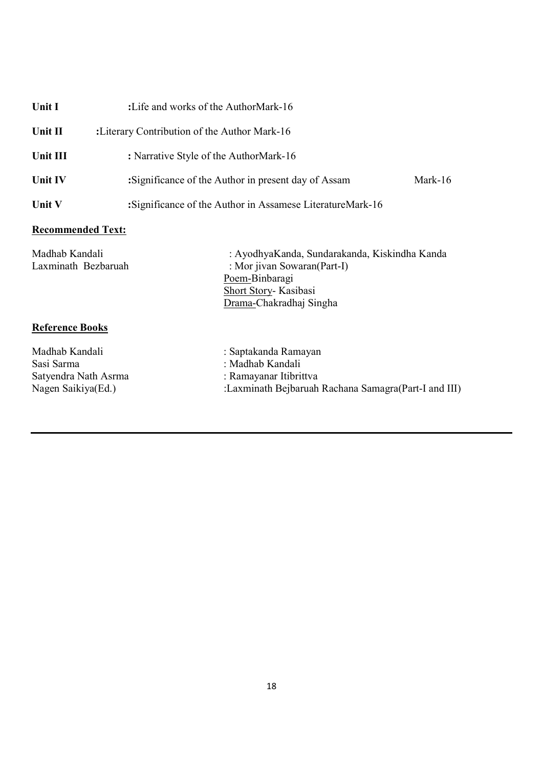**Unit I** :Life and works of the AuthorMark-16

**Unit II** :Literary Contribution of the Author Mark-16

**Unit III** : Narrative Style of the AuthorMark-16

**Unit IV** :Significance of the Author in present day of Assam Mark-16

**Unit V** :Significance of the Author in Assamese LiteratureMark-16

**Recommended Text:**

Madhab Kandali : AyodhyaKanda, Sundarakanda, Kiskindha Kanda

Laxminath Bezbaruah : Mor jivan Sowaran(Part-I)

Poem-Binbaragi

Short Story- Kasibasi

Drama-Chakradhaj Singha

**Reference Books**

Madhab Kandali : Saptakanda Ramayan

Sasi Sarma : Madhab Kandali

Satyendra Nath Asrma : Ramayanar Itibrittva

Nagen Saikiya(Ed.) :Laxminath Bejbaruah Rachana Samagra(Part-I and III)